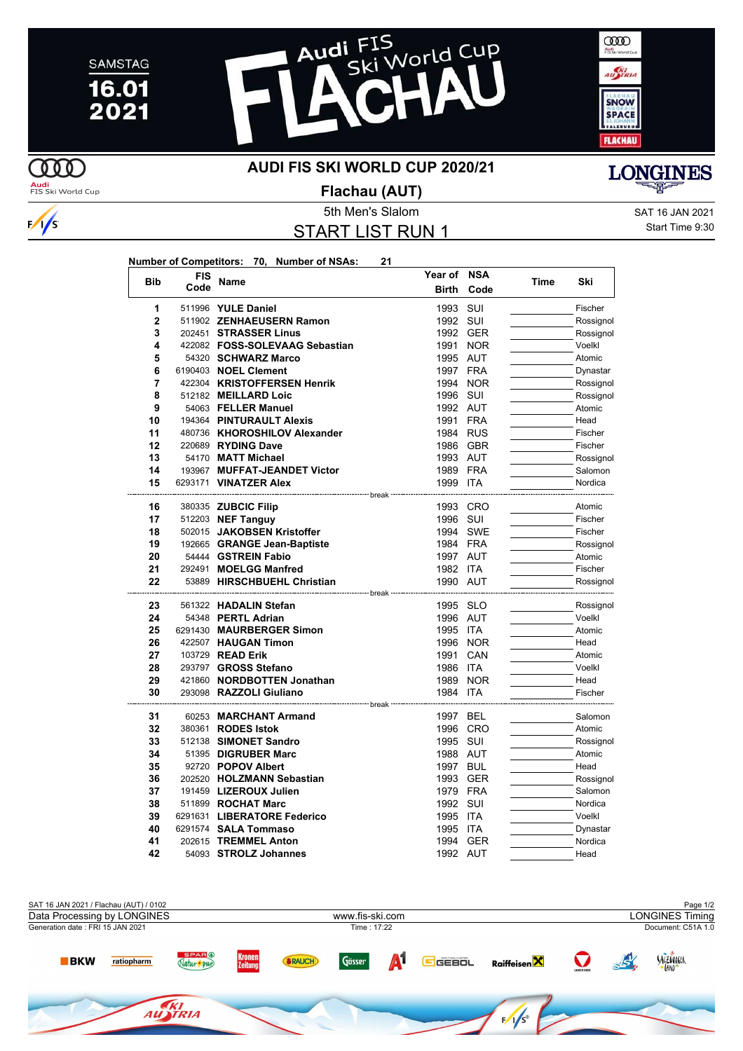SAMSTAG 16.01 2021

Audi FIS Ski World Cup FLACHAU

# AUDI FIS SKI WORLD CUP 2020/21

## Flachau (AUT)

5th Men's Slalom

SAT 16 JAN 2021

Start Time 9:30

## START LIST RUN 1

**Number of Competitors: 70, Number of NSAs: 21**

| Bib | FIS Code | Name | Year of Birth | NSA Code | Time | Ski |
|---|---|---|---|---|---|---|
| 1 | 511996 | **YULE Daniel** | 1993 | SUI | | Fischer |
| 2 | 511902 | **ZENHAEUSERN Ramon** | 1992 | SUI | | Rossignol |
| 3 | 202451 | **STRASSER Linus** | 1992 | GER | | Rossignol |
| 4 | 422082 | **FOSS-SOLEVAAG Sebastian** | 1991 | NOR | | Voelkl |
| 5 | 54320 | **SCHWARZ Marco** | 1995 | AUT | | Atomic |
| 6 | 6190403 | **NOEL Clement** | 1997 | FRA | | Dynastar |
| 7 | 422304 | **KRISTOFFERSEN Henrik** | 1994 | NOR | | Rossignol |
| 8 | 512182 | **MEILLARD Loic** | 1996 | SUI | | Rossignol |
| 9 | 54063 | **FELLER Manuel** | 1992 | AUT | | Atomic |
| 10 | 194364 | **PINTURAULT Alexis** | 1991 | FRA | | Head |
| 11 | 480736 | **KHOROSHILOV Alexander** | 1984 | RUS | | Fischer |
| 12 | 220689 | **RYDING Dave** | 1986 | GBR | | Fischer |
| 13 | 54170 | **MATT Michael** | 1993 | AUT | | Rossignol |
| 14 | 193967 | **MUFFAT-JEANDET Victor** | 1989 | FRA | | Salomon |
| 15 | 6293171 | **VINATZER Alex** | 1999 | ITA | | Nordica |
| | | break | | | | |
| 16 | 380335 | **ZUBCIC Filip** | 1993 | CRO | | Atomic |
| 17 | 512203 | **NEF Tanguy** | 1996 | SUI | | Fischer |
| 18 | 502015 | **JAKOBSEN Kristoffer** | 1994 | SWE | | Fischer |
| 19 | 192665 | **GRANGE Jean-Baptiste** | 1984 | FRA | | Rossignol |
| 20 | 54444 | **GSTREIN Fabio** | 1997 | AUT | | Atomic |
| 21 | 292491 | **MOELGG Manfred** | 1982 | ITA | | Fischer |
| 22 | 53889 | **HIRSCHBUEHL Christian** | 1990 | AUT | | Rossignol |
| | | break | | | | |
| 23 | 561322 | **HADALIN Stefan** | 1995 | SLO | | Rossignol |
| 24 | 54348 | **PERTL Adrian** | 1996 | AUT | | Voelkl |
| 25 | 6291430 | **MAURBERGER Simon** | 1995 | ITA | | Atomic |
| 26 | 422507 | **HAUGAN Timon** | 1996 | NOR | | Head |
| 27 | 103729 | **READ Erik** | 1991 | CAN | | Atomic |
| 28 | 293797 | **GROSS Stefano** | 1986 | ITA | | Voelkl |
| 29 | 421860 | **NORDBOTTEN Jonathan** | 1989 | NOR | | Head |
| 30 | 293098 | **RAZZOLI Giuliano** | 1984 | ITA | | Fischer |
| | | break | | | | |
| 31 | 60253 | **MARCHANT Armand** | 1997 | BEL | | Salomon |
| 32 | 380361 | **RODES Istok** | 1996 | CRO | | Atomic |
| 33 | 512138 | **SIMONET Sandro** | 1995 | SUI | | Rossignol |
| 34 | 51395 | **DIGRUBER Marc** | 1988 | AUT | | Atomic |
| 35 | 92720 | **POPOV Albert** | 1997 | BUL | | Head |
| 36 | 202520 | **HOLZMANN Sebastian** | 1993 | GER | | Rossignol |
| 37 | 191459 | **LIZEROUX Julien** | 1979 | FRA | | Salomon |
| 38 | 511899 | **ROCHAT Marc** | 1992 | SUI | | Nordica |
| 39 | 6291631 | **LIBERATORE Federico** | 1995 | ITA | | Voelkl |
| 40 | 6291574 | **SALA Tommaso** | 1995 | ITA | | Dynastar |
| 41 | 202615 | **TREMMEL Anton** | 1994 | GER | | Nordica |
| 42 | 54093 | **STROLZ Johannes** | 1992 | AUT | | Head |

SAT 16 JAN 2021 / Flachau (AUT) / 0102

Data Processing by LONGINES | www.fis-ski.com | LONGINES Timing

Generation date : FRI 15 JAN 2021 | Time : 17:22 | Document: C51A 1.0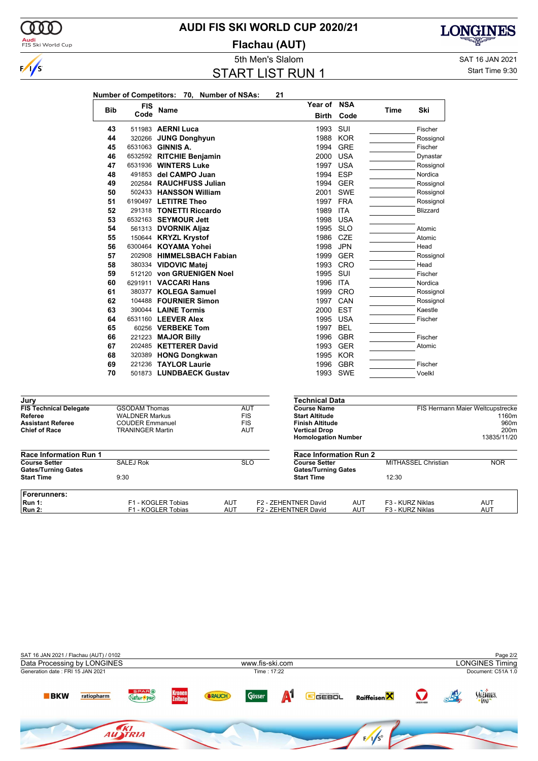# AUDI FIS SKI WORLD CUP 2020/21

## Flachau (AUT)

5th Men's Slalom

SAT 16 JAN 2021

## START LIST RUN 1

Start Time 9:30

**Number of Competitors: 70, Number of NSAs: 21**

| Bib | FIS Code | Name | Year of Birth | NSA Code | Time | Ski |
|---|---|---|---|---|---|---|
| 43 | 511983 | **AERNI Luca** | 1993 | SUI | | Fischer |
| 44 | 320266 | **JUNG Donghyun** | 1988 | KOR | | Rossignol |
| 45 | 6531063 | **GINNIS A.** | 1994 | GRE | | Fischer |
| 46 | 6532592 | **RITCHIE Benjamin** | 2000 | USA | | Dynastar |
| 47 | 6531936 | **WINTERS Luke** | 1997 | USA | | Rossignol |
| 48 | 491853 | **del CAMPO Juan** | 1994 | ESP | | Nordica |
| 49 | 202584 | **RAUCHFUSS Julian** | 1994 | GER | | Rossignol |
| 50 | 502433 | **HANSSON William** | 2001 | SWE | | Rossignol |
| 51 | 6190497 | **LETITRE Theo** | 1997 | FRA | | Rossignol |
| 52 | 291318 | **TONETTI Riccardo** | 1989 | ITA | | Blizzard |
| 53 | 6532163 | **SEYMOUR Jett** | 1998 | USA | | |
| 54 | 561313 | **DVORNIK Aljaz** | 1995 | SLO | | Atomic |
| 55 | 150644 | **KRYZL Krystof** | 1986 | CZE | | Atomic |
| 56 | 6300464 | **KOYAMA Yohei** | 1998 | JPN | | Head |
| 57 | 202908 | **HIMMELSBACH Fabian** | 1999 | GER | | Rossignol |
| 58 | 380334 | **VIDOVIC Matej** | 1993 | CRO | | Head |
| 59 | 512120 | **von GRUENIGEN Noel** | 1995 | SUI | | Fischer |
| 60 | 6291911 | **VACCARI Hans** | 1996 | ITA | | Nordica |
| 61 | 380377 | **KOLEGA Samuel** | 1999 | CRO | | Rossignol |
| 62 | 104488 | **FOURNIER Simon** | 1997 | CAN | | Rossignol |
| 63 | 390044 | **LAINE Tormis** | 2000 | EST | | Kaestle |
| 64 | 6531160 | **LEEVER Alex** | 1995 | USA | | Fischer |
| 65 | 60256 | **VERBEKE Tom** | 1997 | BEL | | |
| 66 | 221223 | **MAJOR Billy** | 1996 | GBR | | Fischer |
| 67 | 202485 | **KETTERER David** | 1993 | GER | | Atomic |
| 68 | 320389 | **HONG Dongkwan** | 1995 | KOR | | |
| 69 | 221236 | **TAYLOR Laurie** | 1996 | GBR | | Fischer |
| 70 | 501873 | **LUNDBAECK Gustav** | 1993 | SWE | | Voelkl |

### Jury

| | | |
|---|---|---|
| **FIS Technical Delegate** | GSODAM Thomas | AUT |
| **Referee** | WALDNER Markus | FIS |
| **Assistant Referee** | COUDER Emmanuel | FIS |
| **Chief of Race** | TRANINGER Martin | AUT |

### Technical Data

| | |
|---|---|
| **Course Name** | FIS Hermann Maier Weltcupstrecke |
| **Start Altitude** | 1160m |
| **Finish Altitude** | 960m |
| **Vertical Drop** | 200m |
| **Homologation Number** | 13835/11/20 |

### Race Information Run 1

| | | |
|---|---|---|
| **Course Setter** | SALEJ Rok | SLO |
| **Gates/Turning Gates** | | |
| **Start Time** | 9:30 | |

### Race Information Run 2

| | | |
|---|---|---|
| **Course Setter** | MITHASSEL Christian | NOR |
| **Gates/Turning Gates** | | |
| **Start Time** | 12:30 | |

### Forerunners:

| | | | | | | |
|---|---|---|---|---|---|---|
| **Run 1:** | F1 - KOGLER Tobias | AUT | F2 - ZEHENTNER David | AUT | F3 - KURZ Niklas | AUT |
| **Run 2:** | F1 - KOGLER Tobias | AUT | F2 - ZEHENTNER David | AUT | F3 - KURZ Niklas | AUT |

SAT 16 JAN 2021 / Flachau (AUT) / 0102

Data Processing by LONGINES — www.fis-ski.com — LONGINES Timing

Generation date : FRI 15 JAN 2021 — Time : 17:22 — Document: C51A 1.0